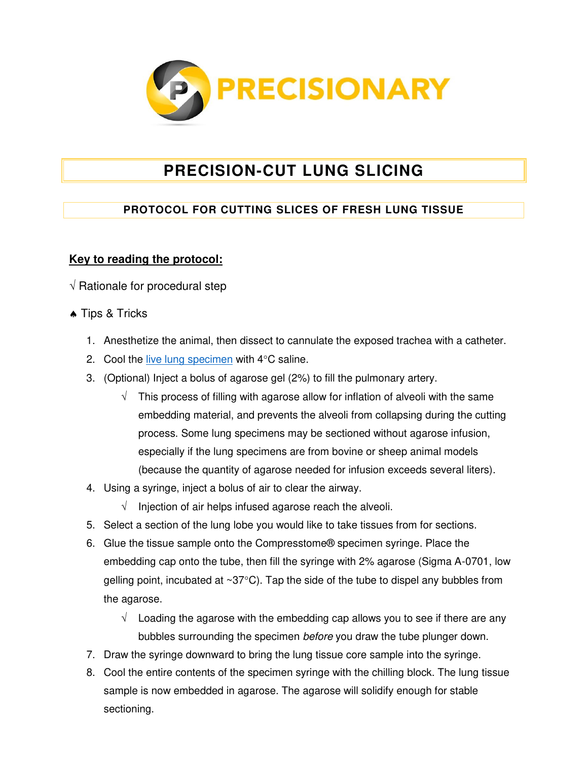PRECISIONARY

# PRECISION-CUT LUNG SLICING

## PROTOCOL FOR CUTTING SLICES OF FRESH LUNG TISSUE

**Key to reading the protocol:**

√ Rationale for procedural step

♠ Tips & Tricks

1. Anesthetize the animal, then dissect to cannulate the exposed trachea with a catheter.
2. Cool the [live lung specimen]() with 4°C saline.
3. (Optional) Inject a bolus of agarose gel (2%) to fill the pulmonary artery.
   - √ This process of filling with agarose allow for inflation of alveoli with the same embedding material, and prevents the alveoli from collapsing during the cutting process. Some lung specimens may be sectioned without agarose infusion, especially if the lung specimens are from bovine or sheep animal models (because the quantity of agarose needed for infusion exceeds several liters).
4. Using a syringe, inject a bolus of air to clear the airway.
   - √ Injection of air helps infused agarose reach the alveoli.
5. Select a section of the lung lobe you would like to take tissues from for sections.
6. Glue the tissue sample onto the Compresstome® specimen syringe. Place the embedding cap onto the tube, then fill the syringe with 2% agarose (Sigma A-0701, low gelling point, incubated at ~37°C). Tap the side of the tube to dispel any bubbles from the agarose.
   - √ Loading the agarose with the embedding cap allows you to see if there are any bubbles surrounding the specimen *before* you draw the tube plunger down.
7. Draw the syringe downward to bring the lung tissue core sample into the syringe.
8. Cool the entire contents of the specimen syringe with the chilling block. The lung tissue sample is now embedded in agarose. The agarose will solidify enough for stable sectioning.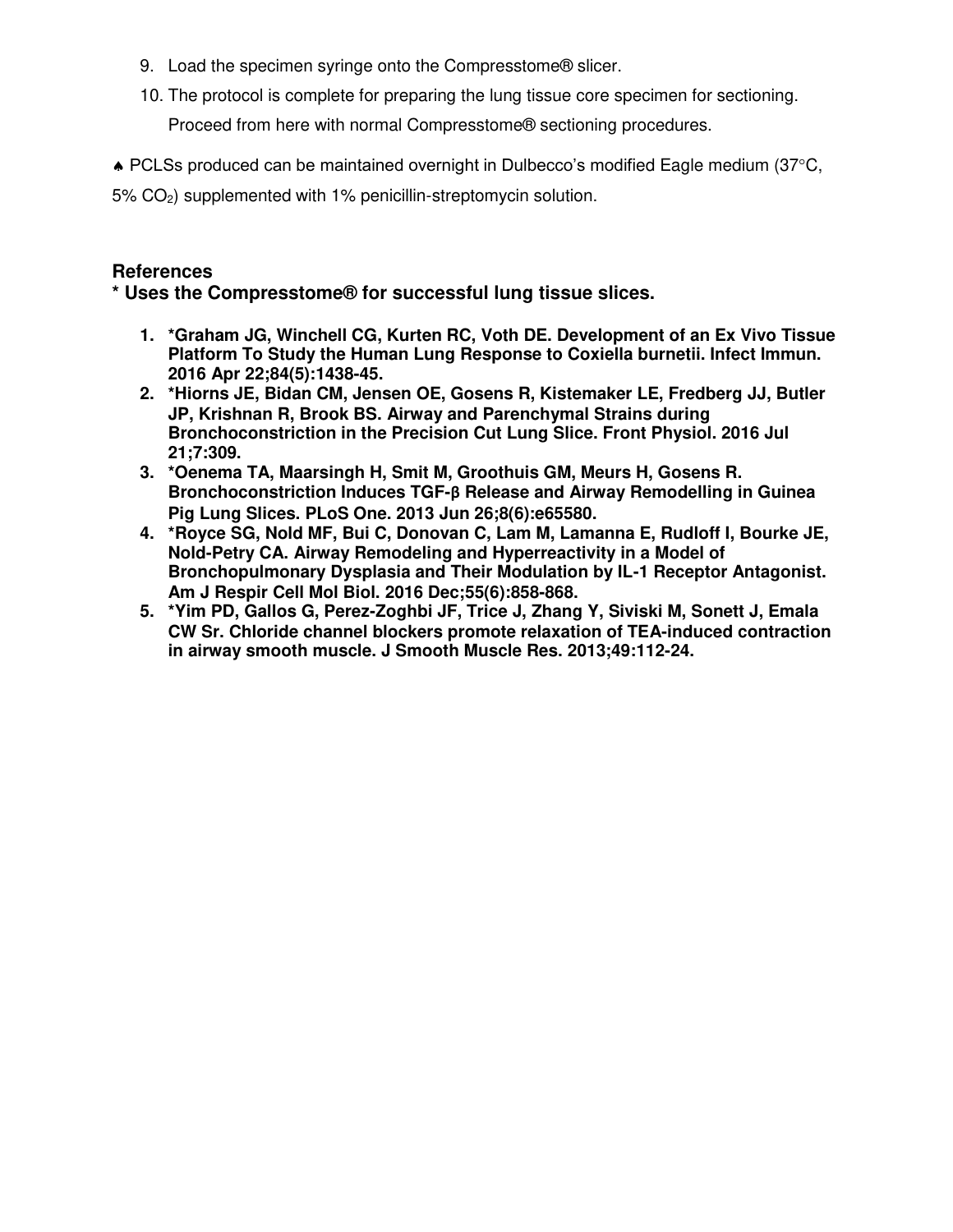9. Load the specimen syringe onto the Compresstome® slicer.
10. The protocol is complete for preparing the lung tissue core specimen for sectioning. Proceed from here with normal Compresstome® sectioning procedures.

♠ PCLSs produced can be maintained overnight in Dulbecco's modified Eagle medium (37°C, 5% $CO_2$) supplemented with 1% penicillin-streptomycin solution.

## References

**\* Uses the Compresstome® for successful lung tissue slices.**

1. **\*Graham JG, Winchell CG, Kurten RC, Voth DE. Development of an Ex Vivo Tissue Platform To Study the Human Lung Response to Coxiella burnetii. Infect Immun. 2016 Apr 22;84(5):1438-45.**
2. **\*Hiorns JE, Bidan CM, Jensen OE, Gosens R, Kistemaker LE, Fredberg JJ, Butler JP, Krishnan R, Brook BS. Airway and Parenchymal Strains during Bronchoconstriction in the Precision Cut Lung Slice. Front Physiol. 2016 Jul 21;7:309.**
3. **\*Oenema TA, Maarsingh H, Smit M, Groothuis GM, Meurs H, Gosens R. Bronchoconstriction Induces TGF-β Release and Airway Remodelling in Guinea Pig Lung Slices. PLoS One. 2013 Jun 26;8(6):e65580.**
4. **\*Royce SG, Nold MF, Bui C, Donovan C, Lam M, Lamanna E, Rudloff I, Bourke JE, Nold-Petry CA. Airway Remodeling and Hyperreactivity in a Model of Bronchopulmonary Dysplasia and Their Modulation by IL-1 Receptor Antagonist. Am J Respir Cell Mol Biol. 2016 Dec;55(6):858-868.**
5. **\*Yim PD, Gallos G, Perez-Zoghbi JF, Trice J, Zhang Y, Siviski M, Sonett J, Emala CW Sr. Chloride channel blockers promote relaxation of TEA-induced contraction in airway smooth muscle. J Smooth Muscle Res. 2013;49:112-24.**